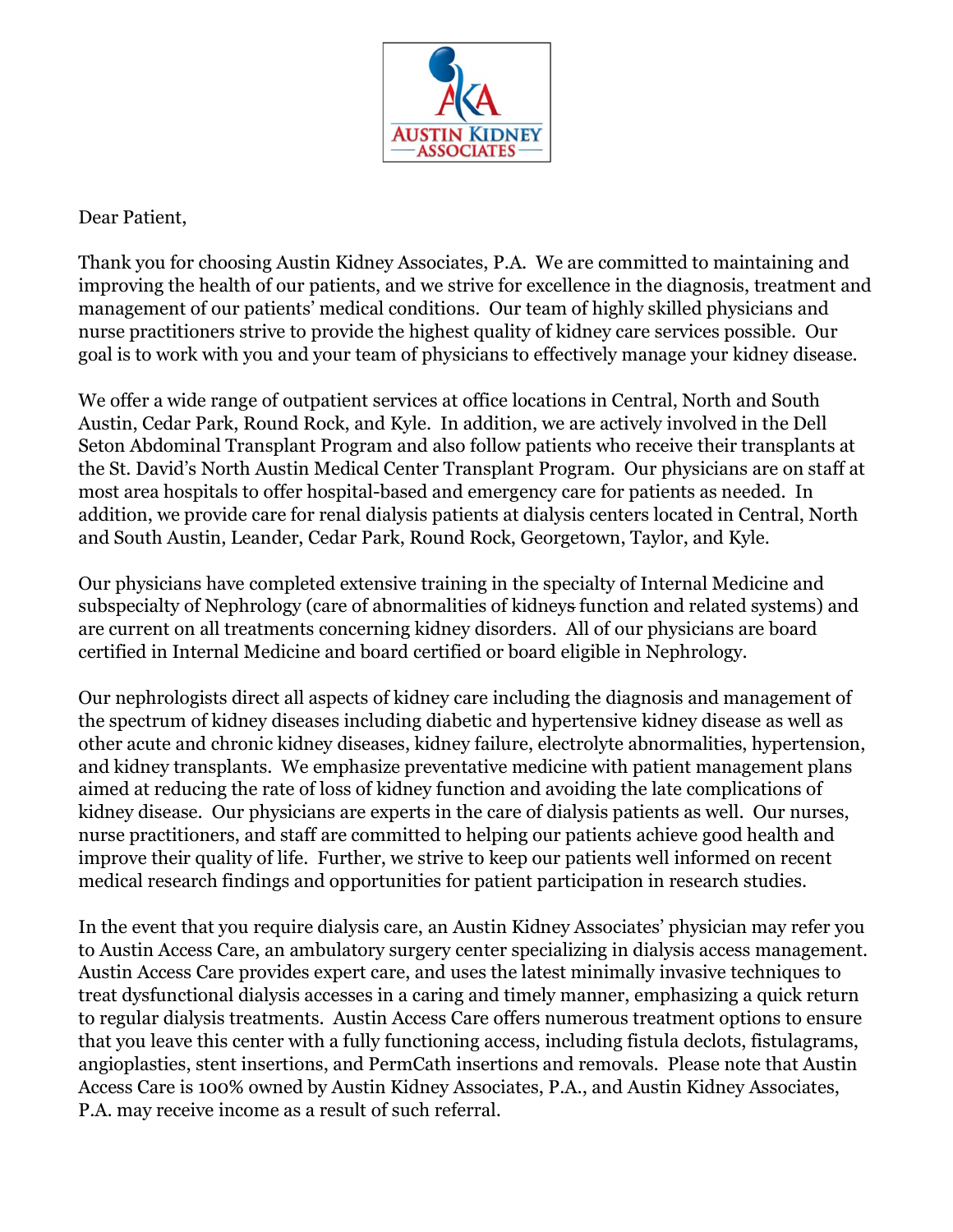AUSTIN KIDNEY ASSOCIATES

Dear Patient,

Thank you for choosing Austin Kidney Associates, P.A. We are committed to maintaining and improving the health of our patients, and we strive for excellence in the diagnosis, treatment and management of our patients' medical conditions. Our team of highly skilled physicians and nurse practitioners strive to provide the highest quality of kidney care services possible. Our goal is to work with you and your team of physicians to effectively manage your kidney disease.

We offer a wide range of outpatient services at office locations in Central, North and South Austin, Cedar Park, Round Rock, and Kyle. In addition, we are actively involved in the Dell Seton Abdominal Transplant Program and also follow patients who receive their transplants at the St. David's North Austin Medical Center Transplant Program. Our physicians are on staff at most area hospitals to offer hospital-based and emergency care for patients as needed. In addition, we provide care for renal dialysis patients at dialysis centers located in Central, North and South Austin, Leander, Cedar Park, Round Rock, Georgetown, Taylor, and Kyle.

Our physicians have completed extensive training in the specialty of Internal Medicine and subspecialty of Nephrology (care of abnormalities of kidneys function and related systems) and are current on all treatments concerning kidney disorders. All of our physicians are board certified in Internal Medicine and board certified or board eligible in Nephrology.

Our nephrologists direct all aspects of kidney care including the diagnosis and management of the spectrum of kidney diseases including diabetic and hypertensive kidney disease as well as other acute and chronic kidney diseases, kidney failure, electrolyte abnormalities, hypertension, and kidney transplants. We emphasize preventative medicine with patient management plans aimed at reducing the rate of loss of kidney function and avoiding the late complications of kidney disease. Our physicians are experts in the care of dialysis patients as well. Our nurses, nurse practitioners, and staff are committed to helping our patients achieve good health and improve their quality of life. Further, we strive to keep our patients well informed on recent medical research findings and opportunities for patient participation in research studies.

In the event that you require dialysis care, an Austin Kidney Associates' physician may refer you to Austin Access Care, an ambulatory surgery center specializing in dialysis access management. Austin Access Care provides expert care, and uses the latest minimally invasive techniques to treat dysfunctional dialysis accesses in a caring and timely manner, emphasizing a quick return to regular dialysis treatments. Austin Access Care offers numerous treatment options to ensure that you leave this center with a fully functioning access, including fistula declots, fistulagrams, angioplasties, stent insertions, and PermCath insertions and removals. Please note that Austin Access Care is 100% owned by Austin Kidney Associates, P.A., and Austin Kidney Associates, P.A. may receive income as a result of such referral.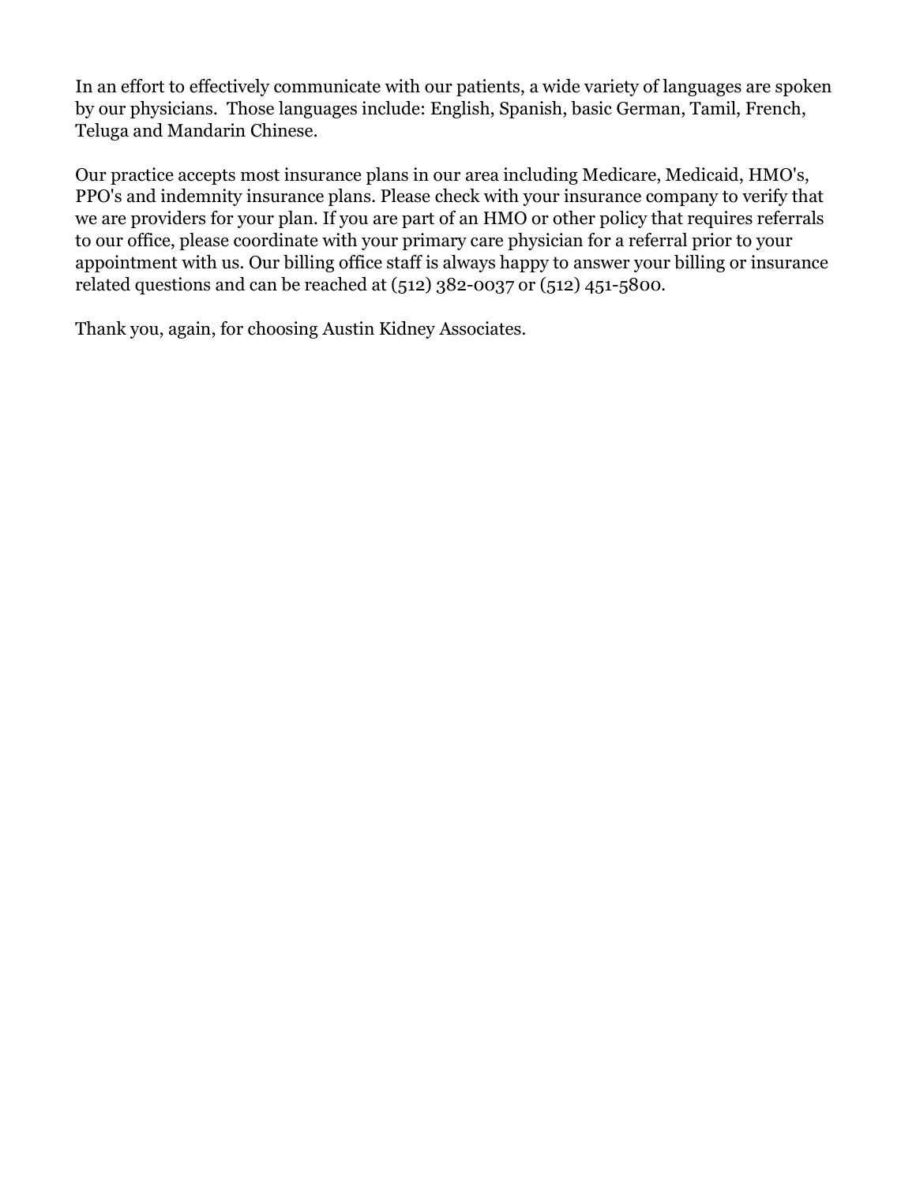In an effort to effectively communicate with our patients, a wide variety of languages are spoken by our physicians.  Those languages include: English, Spanish, basic German, Tamil, French, Teluga and Mandarin Chinese.

Our practice accepts most insurance plans in our area including Medicare, Medicaid, HMO's, PPO's and indemnity insurance plans. Please check with your insurance company to verify that we are providers for your plan. If you are part of an HMO or other policy that requires referrals to our office, please coordinate with your primary care physician for a referral prior to your appointment with us. Our billing office staff is always happy to answer your billing or insurance related questions and can be reached at (512) 382-0037 or (512) 451-5800.

Thank you, again, for choosing Austin Kidney Associates.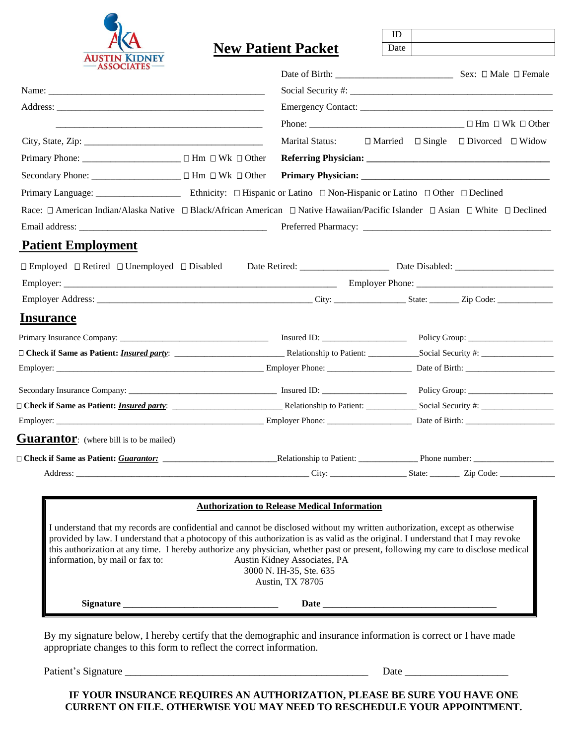AUSTIN KIDNEY ASSOCIATES

# New Patient Packet

| ID | |
|---|---|
| Date | |

Date of Birth: ________________________ Sex: ☐ Male ☐ Female

Name: ____________________________________________

Social Security #: ____________________________________________

Address: ____________________________________________

Emergency Contact: ____________________________________________

____________________________________________

Phone: ________________________________ ☐ Hm ☐ Wk ☐ Other

City, State, Zip: ____________________________________________

Marital Status: ☐ Married ☐ Single ☐ Divorced ☐ Widow

Primary Phone: ____________________ ☐ Hm ☐ Wk ☐ Other

**Referring Physician: ________________________________________**

Secondary Phone: ____________________ ☐ Hm ☐ Wk ☐ Other

**Primary Physician: ________________________________________**

Primary Language: __________________ Ethnicity: ☐ Hispanic or Latino ☐ Non-Hispanic or Latino ☐ Other ☐ Declined

Race: ☐ American Indian/Alaska Native ☐ Black/African American ☐ Native Hawaiian/Pacific Islander ☐ Asian ☐ White ☐ Declined

Email address: ________________________________________

Preferred Pharmacy: ________________________________________

## Patient Employment

☐ Employed ☐ Retired ☐ Unemployed ☐ Disabled Date Retired: ___________________ Date Disabled: _____________________

Employer: ____________________________________________ Employer Phone: ____________________________

Employer Address: ____________________________________________ City: _______________ State: _______ Zip Code: _____________

## Insurance

Primary Insurance Company: ___________________________________ Insured ID: ____________________ Policy Group: ____________________

☐ **Check if Same as Patient: *Insured party*:** _________________________ Relationship to Patient: ____________Social Security #: _________________

Employer: ____________________________________________ Employer Phone: ____________________ Date of Birth: ____________________

Secondary Insurance Company: ___________________________________ Insured ID: ____________________ Policy Group: ____________________

☐ **Check if Same as Patient: *Insured party*:** _________________________ Relationship to Patient: ____________ Social Security #: _________________

Employer: ____________________________________________ Employer Phone: ____________________ Date of Birth: ____________________

## Guarantor: (where bill is to be mailed)

☐ **Check if Same as Patient: *Guarantor:*** __________________________Relationship to Patient: ______________ Phone number: ___________________

Address: ____________________________________________ City: __________________ State: _______ Zip Code: _____________

**Authorization to Release Medical Information**

I understand that my records are confidential and cannot be disclosed without my written authorization, except as otherwise provided by law. I understand that a photocopy of this authorization is as valid as the original. I understand that I may revoke this authorization at any time. I hereby authorize any physician, whether past or present, following my care to disclose medical information, by mail or fax to:

Austin Kidney Associates, PA
3000 N. IH-35, Ste. 635
Austin, TX 78705

**Signature _________________________________ Date _____________________________________**

By my signature below, I hereby certify that the demographic and insurance information is correct or I have made appropriate changes to this form to reflect the correct information.

Patient's Signature ________________________________________________ Date ____________________

**IF YOUR INSURANCE REQUIRES AN AUTHORIZATION, PLEASE BE SURE YOU HAVE ONE CURRENT ON FILE. OTHERWISE YOU MAY NEED TO RESCHEDULE YOUR APPOINTMENT.**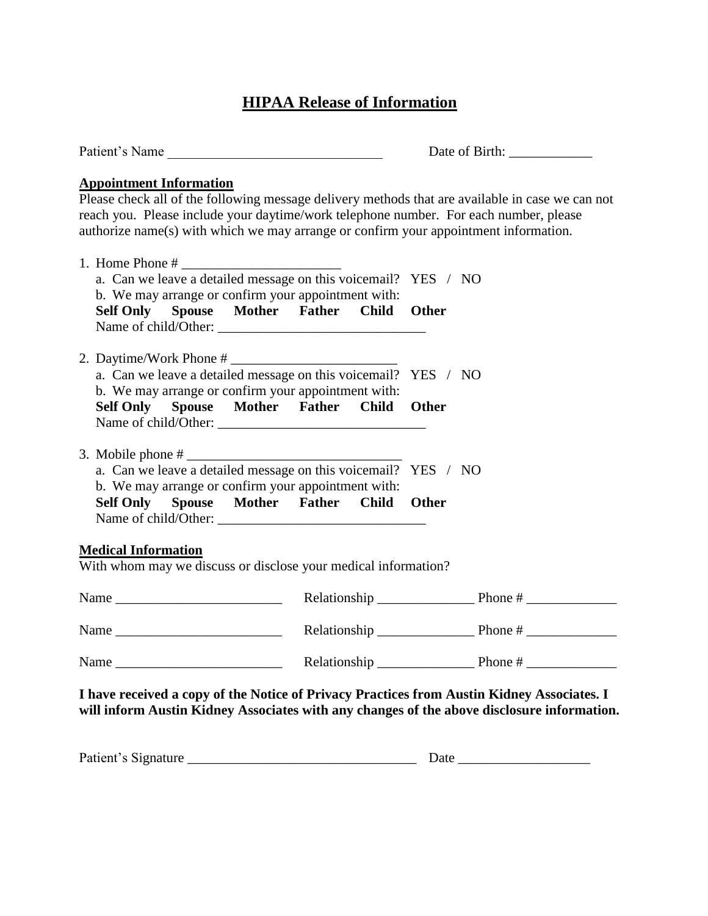# HIPAA Release of Information

Patient's Name ______________________________ Date of Birth: ____________

**Appointment Information**

Please check all of the following message delivery methods that are available in case we can not reach you. Please include your daytime/work telephone number. For each number, please authorize name(s) with which we may arrange or confirm your appointment information.

1. Home Phone # ______________________
   a. Can we leave a detailed message on this voicemail? YES / NO
   b. We may arrange or confirm your appointment with:
   **Self Only Spouse Mother Father Child Other**
   Name of child/Other: ______________________________

2. Daytime/Work Phone # ________________________
   a. Can we leave a detailed message on this voicemail? YES / NO
   b. We may arrange or confirm your appointment with:
   **Self Only Spouse Mother Father Child Other**
   Name of child/Other: ______________________________

3. Mobile phone # ______________________________
   a. Can we leave a detailed message on this voicemail? YES / NO
   b. We may arrange or confirm your appointment with:
   **Self Only Spouse Mother Father Child Other**
   Name of child/Other: ______________________________

**Medical Information**

With whom may we discuss or disclose your medical information?

Name ________________________ Relationship ______________ Phone # _____________

Name ________________________ Relationship ______________ Phone # _____________

Name ________________________ Relationship ______________ Phone # _____________

**I have received a copy of the Notice of Privacy Practices from Austin Kidney Associates. I will inform Austin Kidney Associates with any changes of the above disclosure information.**

Patient's Signature _________________________________ Date ___________________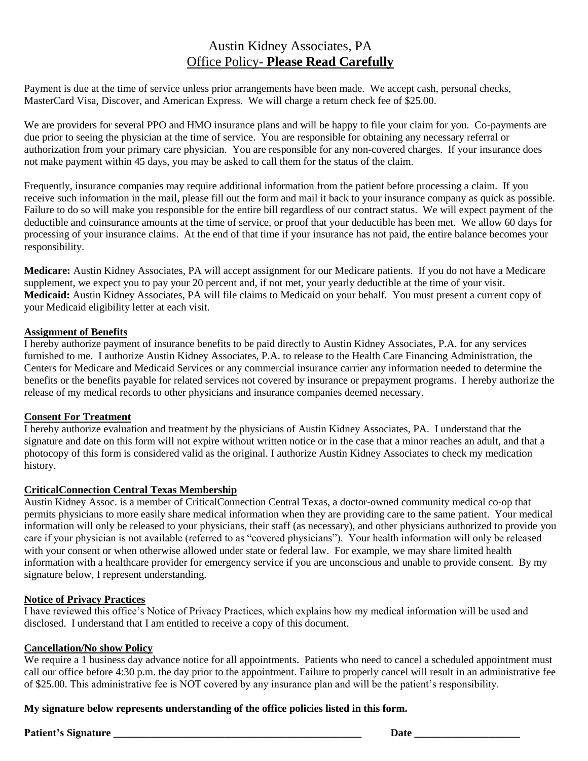# Austin Kidney Associates, PA

## Office Policy- **Please Read Carefully**

Payment is due at the time of service unless prior arrangements have been made. We accept cash, personal checks, MasterCard Visa, Discover, and American Express. We will charge a return check fee of $25.00.

We are providers for several PPO and HMO insurance plans and will be happy to file your claim for you. Co-payments are due prior to seeing the physician at the time of service. You are responsible for obtaining any necessary referral or authorization from your primary care physician. You are responsible for any non-covered charges. If your insurance does not make payment within 45 days, you may be asked to call them for the status of the claim.

Frequently, insurance companies may require additional information from the patient before processing a claim. If you receive such information in the mail, please fill out the form and mail it back to your insurance company as quick as possible. Failure to do so will make you responsible for the entire bill regardless of our contract status. We will expect payment of the deductible and coinsurance amounts at the time of service, or proof that your deductible has been met. We allow 60 days for processing of your insurance claims. At the end of that time if your insurance has not paid, the entire balance becomes your responsibility.

**Medicare:** Austin Kidney Associates, PA will accept assignment for our Medicare patients. If you do not have a Medicare supplement, we expect you to pay your 20 percent and, if not met, your yearly deductible at the time of your visit.
**Medicaid:** Austin Kidney Associates, PA will file claims to Medicaid on your behalf. You must present a current copy of your Medicaid eligibility letter at each visit.

**Assignment of Benefits**

I hereby authorize payment of insurance benefits to be paid directly to Austin Kidney Associates, P.A. for any services furnished to me. I authorize Austin Kidney Associates, P.A. to release to the Health Care Financing Administration, the Centers for Medicare and Medicaid Services or any commercial insurance carrier any information needed to determine the benefits or the benefits payable for related services not covered by insurance or prepayment programs. I hereby authorize the release of my medical records to other physicians and insurance companies deemed necessary.

**Consent For Treatment**

I hereby authorize evaluation and treatment by the physicians of Austin Kidney Associates, PA. I understand that the signature and date on this form will not expire without written notice or in the case that a minor reaches an adult, and that a photocopy of this form is considered valid as the original. I authorize Austin Kidney Associates to check my medication history.

**CriticalConnection Central Texas Membership**

Austin Kidney Assoc. is a member of CriticalConnection Central Texas, a doctor-owned community medical co-op that permits physicians to more easily share medical information when they are providing care to the same patient. Your medical information will only be released to your physicians, their staff (as necessary), and other physicians authorized to provide you care if your physician is not available (referred to as "covered physicians"). Your health information will only be released with your consent or when otherwise allowed under state or federal law. For example, we may share limited health information with a healthcare provider for emergency service if you are unconscious and unable to provide consent. By my signature below, I represent understanding.

**Notice of Privacy Practices**

I have reviewed this office's Notice of Privacy Practices, which explains how my medical information will be used and disclosed. I understand that I am entitled to receive a copy of this document.

**Cancellation/No show Policy**

We require a 1 business day advance notice for all appointments. Patients who need to cancel a scheduled appointment must call our office before 4:30 p.m. the day prior to the appointment. Failure to properly cancel will result in an administrative fee of $25.00. This administrative fee is NOT covered by any insurance plan and will be the patient's responsibility.

**My signature below represents understanding of the office policies listed in this form.**

**Patient's Signature** _________________________________________________ **Date** ____________________